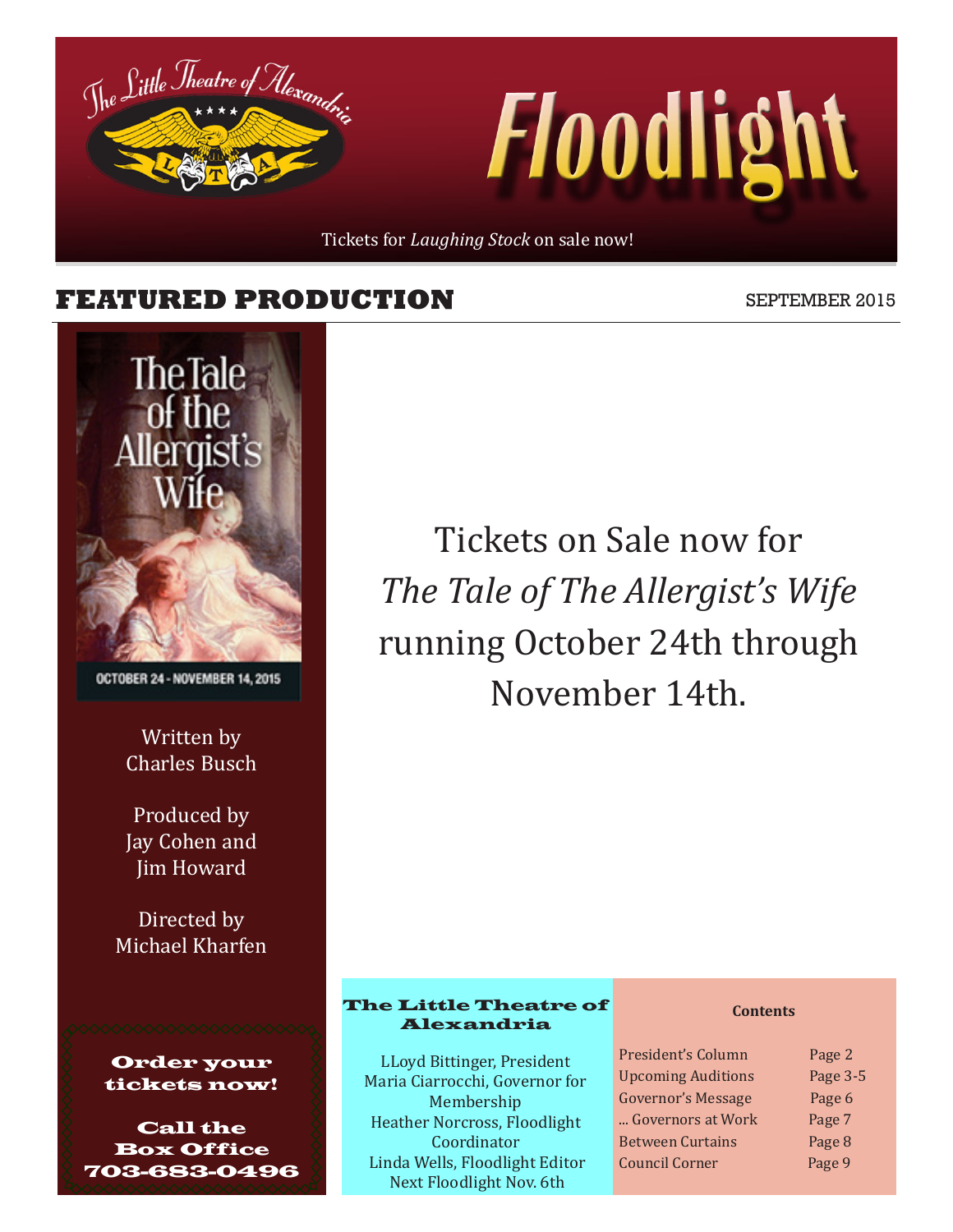# Floodlight

The Little Theatre of Alexandria

Tickets for *Laughing Stock* on sale now!

## FEATURED PRODUCTION

SEPTEMBER 2015

The Tale of the Allergist's Wife

OCTOBER 24 - NOVEMBER 14, 2015

Written by
Charles Busch

Produced by
Jay Cohen and
Jim Howard

Directed by
Michael Kharfen

**Order your tickets now!**

**Call the Box Office**
**703-683-0496**

Tickets on Sale now for *The Tale of The Allergist's Wife* running October 24th through November 14th.

**The Little Theatre of Alexandria**

LLoyd Bittinger, President
Maria Ciarrocchi, Governor for Membership
Heather Norcross, Floodlight Coordinator
Linda Wells, Floodlight Editor
Next Floodlight Nov. 6th

**Contents**

| | |
|---|---|
| President's Column | Page 2 |
| Upcoming Auditions | Page 3-5 |
| Governor's Message | Page 6 |
| ... Governors at Work | Page 7 |
| Between Curtains | Page 8 |
| Council Corner | Page 9 |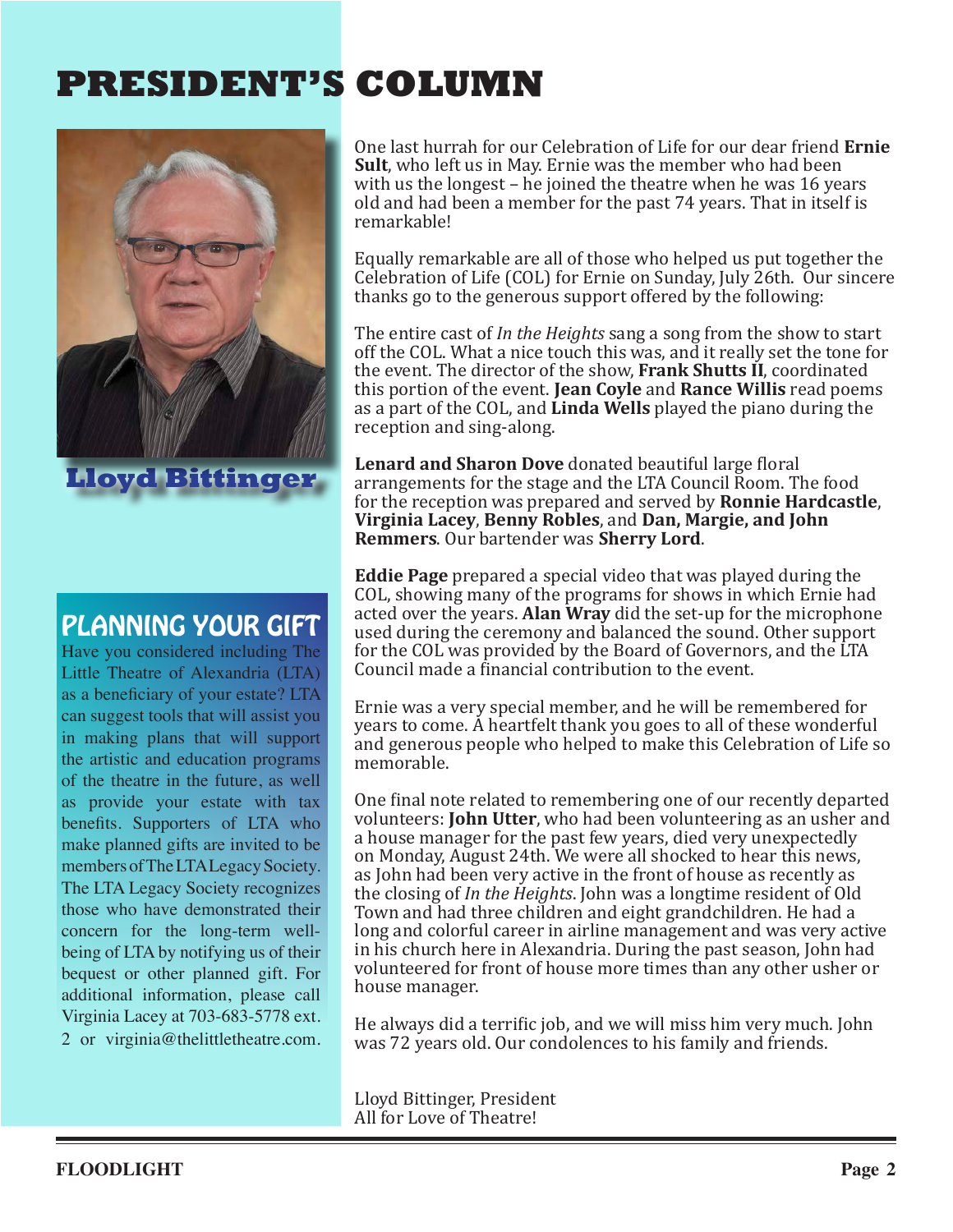# PRESIDENT'S COLUMN

**Lloyd Bittinger**

## PLANNING YOUR GIFT

Have you considered including The Little Theatre of Alexandria (LTA) as a beneficiary of your estate? LTA can suggest tools that will assist you in making plans that will support the artistic and education programs of the theatre in the future, as well as provide your estate with tax benefits. Supporters of LTA who make planned gifts are invited to be members of The LTA Legacy Society. The LTA Legacy Society recognizes those who have demonstrated their concern for the long-term well-being of LTA by notifying us of their bequest or other planned gift. For additional information, please call Virginia Lacey at 703-683-5778 ext. 2 or virginia@thelittletheatre.com.

One last hurrah for our Celebration of Life for our dear friend **Ernie Sult**, who left us in May. Ernie was the member who had been with us the longest – he joined the theatre when he was 16 years old and had been a member for the past 74 years. That in itself is remarkable!

Equally remarkable are all of those who helped us put together the Celebration of Life (COL) for Ernie on Sunday, July 26th. Our sincere thanks go to the generous support offered by the following:

The entire cast of *In the Heights* sang a song from the show to start off the COL. What a nice touch this was, and it really set the tone for the event. The director of the show, **Frank Shutts II**, coordinated this portion of the event. **Jean Coyle** and **Rance Willis** read poems as a part of the COL, and **Linda Wells** played the piano during the reception and sing-along.

**Lenard and Sharon Dove** donated beautiful large floral arrangements for the stage and the LTA Council Room. The food for the reception was prepared and served by **Ronnie Hardcastle**, **Virginia Lacey**, **Benny Robles**, and **Dan, Margie, and John Remmers**. Our bartender was **Sherry Lord**.

**Eddie Page** prepared a special video that was played during the COL, showing many of the programs for shows in which Ernie had acted over the years. **Alan Wray** did the set-up for the microphone used during the ceremony and balanced the sound. Other support for the COL was provided by the Board of Governors, and the LTA Council made a financial contribution to the event.

Ernie was a very special member, and he will be remembered for years to come. A heartfelt thank you goes to all of these wonderful and generous people who helped to make this Celebration of Life so memorable.

One final note related to remembering one of our recently departed volunteers: **John Utter**, who had been volunteering as an usher and a house manager for the past few years, died very unexpectedly on Monday, August 24th. We were all shocked to hear this news, as John had been very active in the front of house as recently as the closing of *In the Heights*. John was a longtime resident of Old Town and had three children and eight grandchildren. He had a long and colorful career in airline management and was very active in his church here in Alexandria. During the past season, John had volunteered for front of house more times than any other usher or house manager.

He always did a terrific job, and we will miss him very much. John was 72 years old. Our condolences to his family and friends.

Lloyd Bittinger, President
All for Love of Theatre!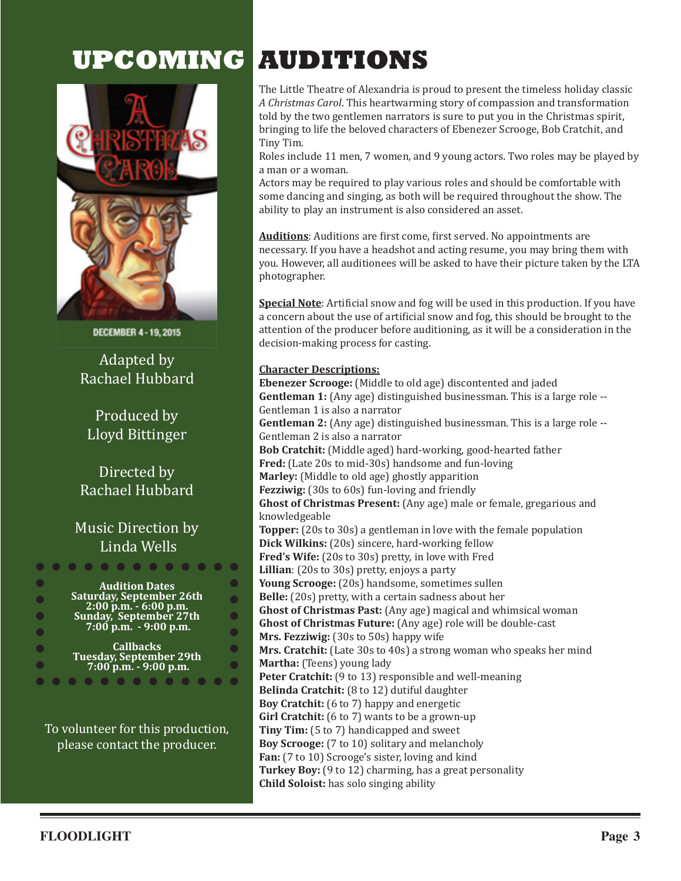# UPCOMING AUDITIONS

DECEMBER 4 - 19, 2015

Adapted by
Rachael Hubbard

Produced by
Lloyd Bittinger

Directed by
Rachael Hubbard

Music Direction by
Linda Wells

**Audition Dates**
**Saturday, September 26th**
**2:00 p.m. - 6:00 p.m.**
**Sunday, September 27th**
**7:00 p.m. - 9:00 p.m.**

**Callbacks**
**Tuesday, September 29th**
**7:00 p.m. - 9:00 p.m.**

To volunteer for this production, please contact the producer.

The Little Theatre of Alexandria is proud to present the timeless holiday classic *A Christmas Carol*. This heartwarming story of compassion and transformation told by the two gentlemen narrators is sure to put you in the Christmas spirit, bringing to life the beloved characters of Ebenezer Scrooge, Bob Cratchit, and Tiny Tim.

Roles include 11 men, 7 women, and 9 young actors. Two roles may be played by a man or a woman.

Actors may be required to play various roles and should be comfortable with some dancing and singing, as both will be required throughout the show. The ability to play an instrument is also considered an asset.

**Auditions**: Auditions are first come, first served. No appointments are necessary. If you have a headshot and acting resume, you may bring them with you. However, all auditionees will be asked to have their picture taken by the LTA photographer.

**Special Note**: Artificial snow and fog will be used in this production. If you have a concern about the use of artificial snow and fog, this should be brought to the attention of the producer before auditioning, as it will be a consideration in the decision-making process for casting.

**Character Descriptions:**

**Ebenezer Scrooge:** (Middle to old age) discontented and jaded
**Gentleman 1:** (Any age) distinguished businessman. This is a large role -- Gentleman 1 is also a narrator
**Gentleman 2:** (Any age) distinguished businessman. This is a large role -- Gentleman 2 is also a narrator
**Bob Cratchit:** (Middle aged) hard-working, good-hearted father
**Fred:** (Late 20s to mid-30s) handsome and fun-loving
**Marley:** (Middle to old age) ghostly apparition
**Fezziwig:** (30s to 60s) fun-loving and friendly
**Ghost of Christmas Present:** (Any age) male or female, gregarious and knowledgeable
**Topper:** (20s to 30s) a gentleman in love with the female population
**Dick Wilkins:** (20s) sincere, hard-working fellow
**Fred's Wife:** (20s to 30s) pretty, in love with Fred
**Lillian**: (20s to 30s) pretty, enjoys a party
**Young Scrooge:** (20s) handsome, sometimes sullen
**Belle:** (20s) pretty, with a certain sadness about her
**Ghost of Christmas Past:** (Any age) magical and whimsical woman
**Ghost of Christmas Future:** (Any age) role will be double-cast
**Mrs. Fezziwig:** (30s to 50s) happy wife
**Mrs. Cratchit:** (Late 30s to 40s) a strong woman who speaks her mind
**Martha:** (Teens) young lady
**Peter Cratchit:** (9 to 13) responsible and well-meaning
**Belinda Cratchit:** (8 to 12) dutiful daughter
**Boy Cratchit:** (6 to 7) happy and energetic
**Girl Cratchit:** (6 to 7) wants to be a grown-up
**Tiny Tim:** (5 to 7) handicapped and sweet
**Boy Scrooge:** (7 to 10) solitary and melancholy
**Fan:** (7 to 10) Scrooge's sister, loving and kind
**Turkey Boy:** (9 to 12) charming, has a great personality
**Child Soloist:** has solo singing ability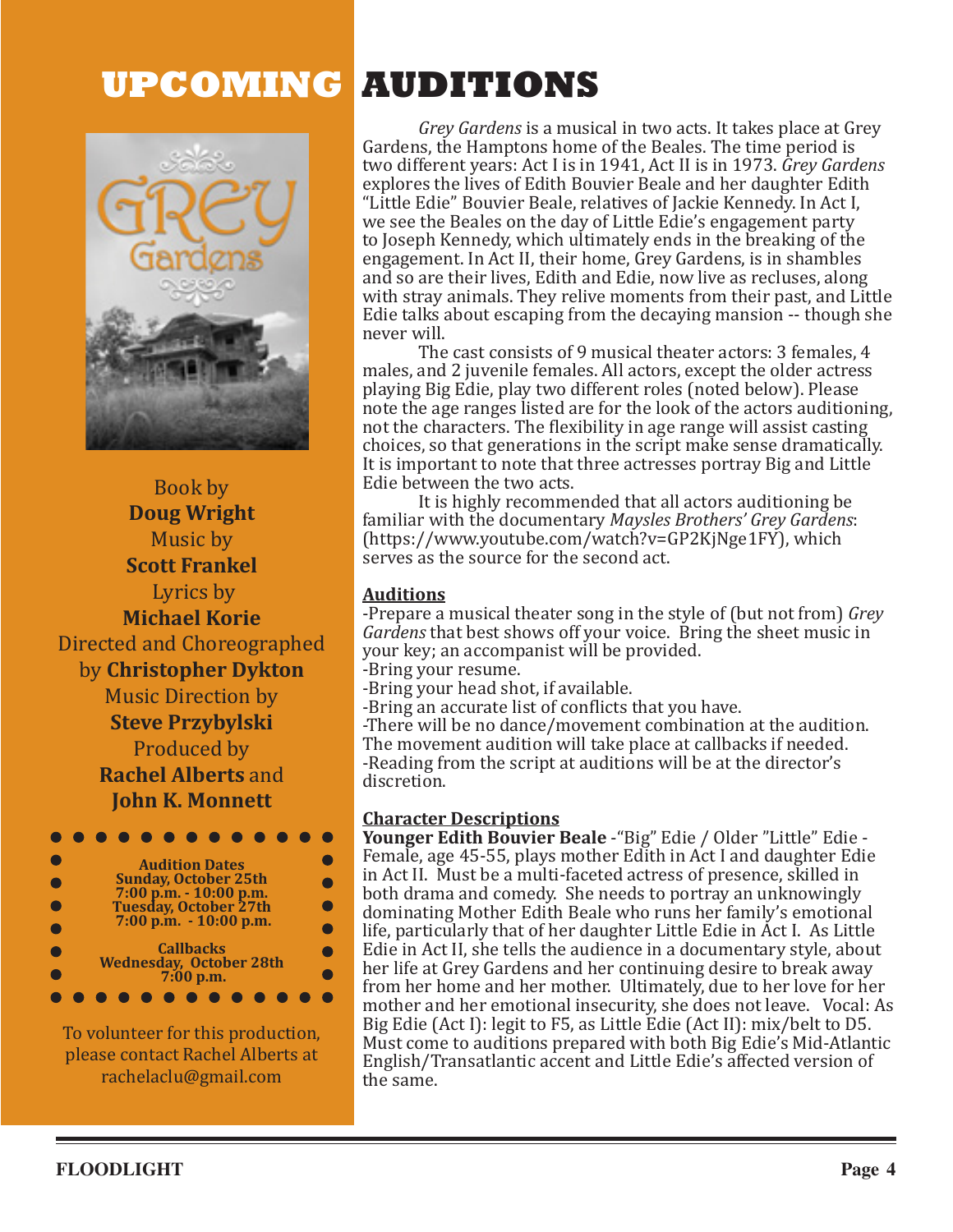# UPCOMING AUDITIONS

Book by
**Doug Wright**
Music by
**Scott Frankel**
Lyrics by
**Michael Korie**
Directed and Choreographed by **Christopher Dykton**
Music Direction by
**Steve Przybylski**
Produced by
**Rachel Alberts** and
**John K. Monnett**

**Audition Dates**
**Sunday, October 25th**
**7:00 p.m. - 10:00 p.m.**
**Tuesday, October 27th**
**7:00 p.m. - 10:00 p.m.**

**Callbacks**
**Wednesday, October 28th**
**7:00 p.m.**

To volunteer for this production, please contact Rachel Alberts at rachelaclu@gmail.com

*Grey Gardens* is a musical in two acts. It takes place at Grey Gardens, the Hamptons home of the Beales. The time period is two different years: Act I is in 1941, Act II is in 1973. *Grey Gardens* explores the lives of Edith Bouvier Beale and her daughter Edith "Little Edie" Bouvier Beale, relatives of Jackie Kennedy. In Act I, we see the Beales on the day of Little Edie's engagement party to Joseph Kennedy, which ultimately ends in the breaking of the engagement. In Act II, their home, Grey Gardens, is in shambles and so are their lives, Edith and Edie, now live as recluses, along with stray animals. They relive moments from their past, and Little Edie talks about escaping from the decaying mansion -- though she never will.

The cast consists of 9 musical theater actors: 3 females, 4 males, and 2 juvenile females. All actors, except the older actress playing Big Edie, play two different roles (noted below). Please note the age ranges listed are for the look of the actors auditioning, not the characters. The flexibility in age range will assist casting choices, so that generations in the script make sense dramatically. It is important to note that three actresses portray Big and Little Edie between the two acts.

It is highly recommended that all actors auditioning be familiar with the documentary *Maysles Brothers' Grey Gardens*: (https://www.youtube.com/watch?v=GP2KjNge1FY), which serves as the source for the second act.

## Auditions

-Prepare a musical theater song in the style of (but not from) *Grey Gardens* that best shows off your voice. Bring the sheet music in your key; an accompanist will be provided.
-Bring your resume.
-Bring your head shot, if available.
-Bring an accurate list of conflicts that you have.
-There will be no dance/movement combination at the audition. The movement audition will take place at callbacks if needed.
-Reading from the script at auditions will be at the director's discretion.

## Character Descriptions

**Younger Edith Bouvier Beale** -"Big" Edie / Older "Little" Edie - Female, age 45-55, plays mother Edith in Act I and daughter Edie in Act II. Must be a multi-faceted actress of presence, skilled in both drama and comedy. She needs to portray an unknowingly dominating Mother Edith Beale who runs her family's emotional life, particularly that of her daughter Little Edie in Act I. As Little Edie in Act II, she tells the audience in a documentary style, about her life at Grey Gardens and her continuing desire to break away from her home and her mother. Ultimately, due to her love for her mother and her emotional insecurity, she does not leave. Vocal: As Big Edie (Act I): legit to F5, as Little Edie (Act II): mix/belt to D5. Must come to auditions prepared with both Big Edie's Mid-Atlantic English/Transatlantic accent and Little Edie's affected version of the same.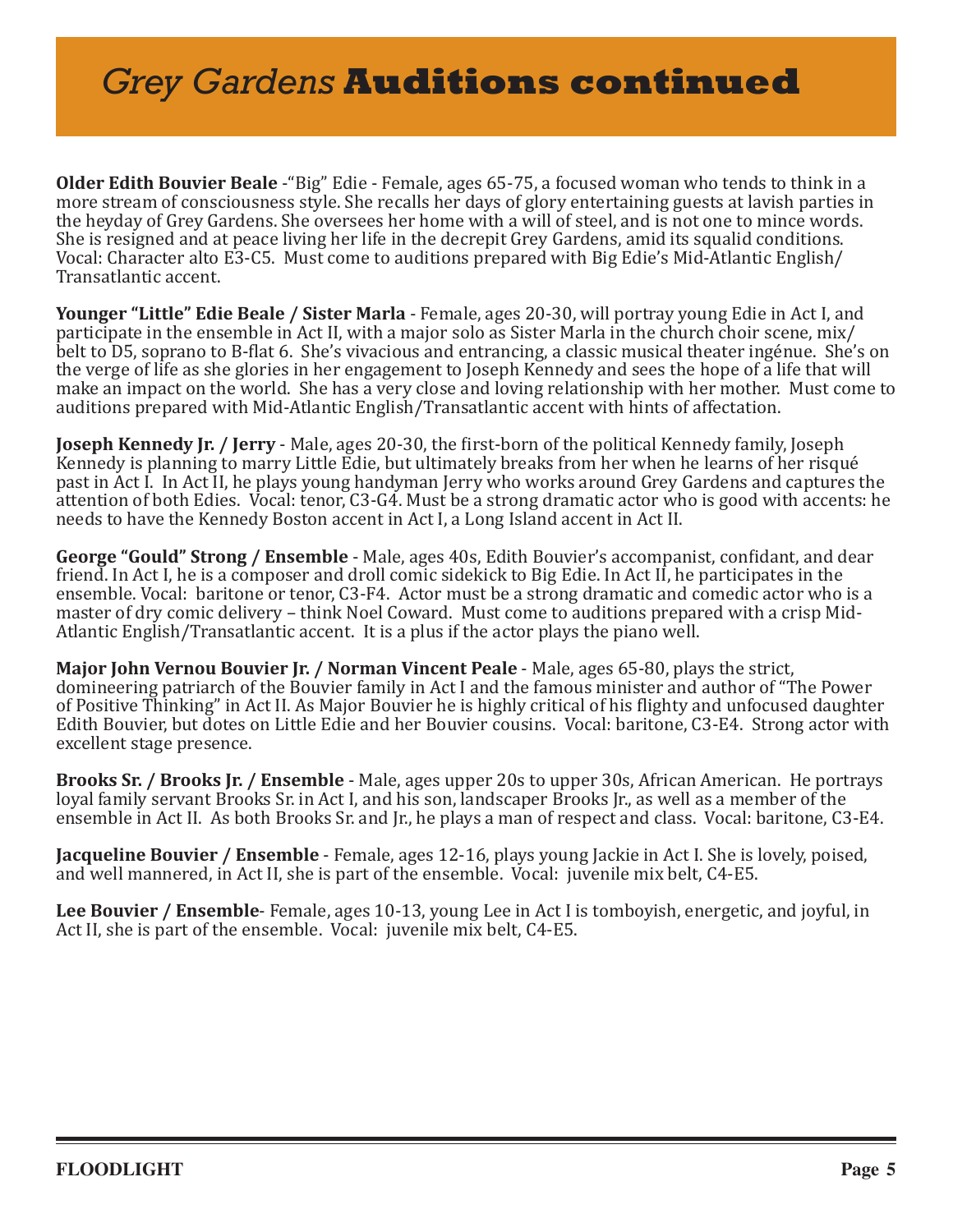# *Grey Gardens* **Auditions continued**

**Older Edith Bouvier Beale** -"Big" Edie - Female, ages 65-75, a focused woman who tends to think in a more stream of consciousness style. She recalls her days of glory entertaining guests at lavish parties in the heyday of Grey Gardens. She oversees her home with a will of steel, and is not one to mince words. She is resigned and at peace living her life in the decrepit Grey Gardens, amid its squalid conditions. Vocal: Character alto E3-C5. Must come to auditions prepared with Big Edie's Mid-Atlantic English/ Transatlantic accent.

**Younger "Little" Edie Beale / Sister Marla** - Female, ages 20-30, will portray young Edie in Act I, and participate in the ensemble in Act II, with a major solo as Sister Marla in the church choir scene, mix/ belt to D5, soprano to B-flat 6. She's vivacious and entrancing, a classic musical theater ingénue. She's on the verge of life as she glories in her engagement to Joseph Kennedy and sees the hope of a life that will make an impact on the world. She has a very close and loving relationship with her mother. Must come to auditions prepared with Mid-Atlantic English/Transatlantic accent with hints of affectation.

**Joseph Kennedy Jr. / Jerry** - Male, ages 20-30, the first-born of the political Kennedy family, Joseph Kennedy is planning to marry Little Edie, but ultimately breaks from her when he learns of her risqué past in Act I. In Act II, he plays young handyman Jerry who works around Grey Gardens and captures the attention of both Edies. Vocal: tenor, C3-G4. Must be a strong dramatic actor who is good with accents: he needs to have the Kennedy Boston accent in Act I, a Long Island accent in Act II.

**George "Gould" Strong / Ensemble** - Male, ages 40s, Edith Bouvier's accompanist, confidant, and dear friend. In Act I, he is a composer and droll comic sidekick to Big Edie. In Act II, he participates in the ensemble. Vocal: baritone or tenor, C3-F4. Actor must be a strong dramatic and comedic actor who is a master of dry comic delivery – think Noel Coward. Must come to auditions prepared with a crisp Mid-Atlantic English/Transatlantic accent. It is a plus if the actor plays the piano well.

**Major John Vernou Bouvier Jr. / Norman Vincent Peale** - Male, ages 65-80, plays the strict, domineering patriarch of the Bouvier family in Act I and the famous minister and author of "The Power of Positive Thinking" in Act II. As Major Bouvier he is highly critical of his flighty and unfocused daughter Edith Bouvier, but dotes on Little Edie and her Bouvier cousins. Vocal: baritone, C3-E4. Strong actor with excellent stage presence.

**Brooks Sr. / Brooks Jr. / Ensemble** - Male, ages upper 20s to upper 30s, African American. He portrays loyal family servant Brooks Sr. in Act I, and his son, landscaper Brooks Jr., as well as a member of the ensemble in Act II. As both Brooks Sr. and Jr., he plays a man of respect and class. Vocal: baritone, C3-E4.

**Jacqueline Bouvier / Ensemble** - Female, ages 12-16, plays young Jackie in Act I. She is lovely, poised, and well mannered, in Act II, she is part of the ensemble. Vocal: juvenile mix belt, C4-E5.

**Lee Bouvier / Ensemble**- Female, ages 10-13, young Lee in Act I is tomboyish, energetic, and joyful, in Act II, she is part of the ensemble. Vocal: juvenile mix belt, C4-E5.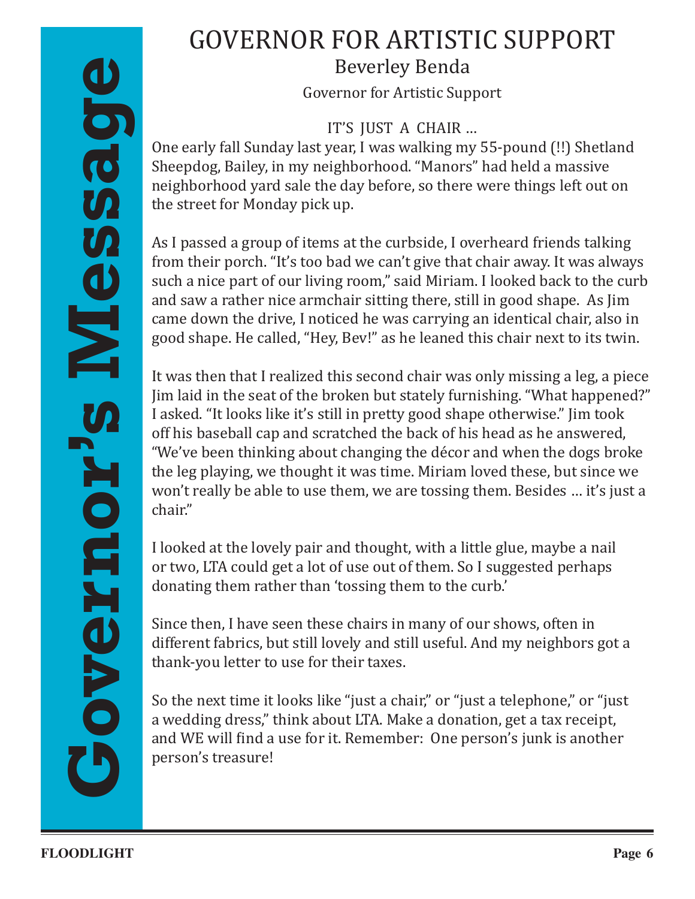Governor's Message

# GOVERNOR FOR ARTISTIC SUPPORT

## Beverley Benda

Governor for Artistic Support

### IT'S JUST A CHAIR …

One early fall Sunday last year, I was walking my 55-pound (!!) Shetland Sheepdog, Bailey, in my neighborhood. "Manors" had held a massive neighborhood yard sale the day before, so there were things left out on the street for Monday pick up.

As I passed a group of items at the curbside, I overheard friends talking from their porch. "It's too bad we can't give that chair away. It was always such a nice part of our living room," said Miriam. I looked back to the curb and saw a rather nice armchair sitting there, still in good shape. As Jim came down the drive, I noticed he was carrying an identical chair, also in good shape. He called, "Hey, Bev!" as he leaned this chair next to its twin.

It was then that I realized this second chair was only missing a leg, a piece Jim laid in the seat of the broken but stately furnishing. "What happened?" I asked. "It looks like it's still in pretty good shape otherwise." Jim took off his baseball cap and scratched the back of his head as he answered, "We've been thinking about changing the décor and when the dogs broke the leg playing, we thought it was time. Miriam loved these, but since we won't really be able to use them, we are tossing them. Besides … it's just a chair."

I looked at the lovely pair and thought, with a little glue, maybe a nail or two, LTA could get a lot of use out of them. So I suggested perhaps donating them rather than 'tossing them to the curb.'

Since then, I have seen these chairs in many of our shows, often in different fabrics, but still lovely and still useful. And my neighbors got a thank-you letter to use for their taxes.

So the next time it looks like "just a chair," or "just a telephone," or "just a wedding dress," think about LTA. Make a donation, get a tax receipt, and WE will find a use for it. Remember: One person's junk is another person's treasure!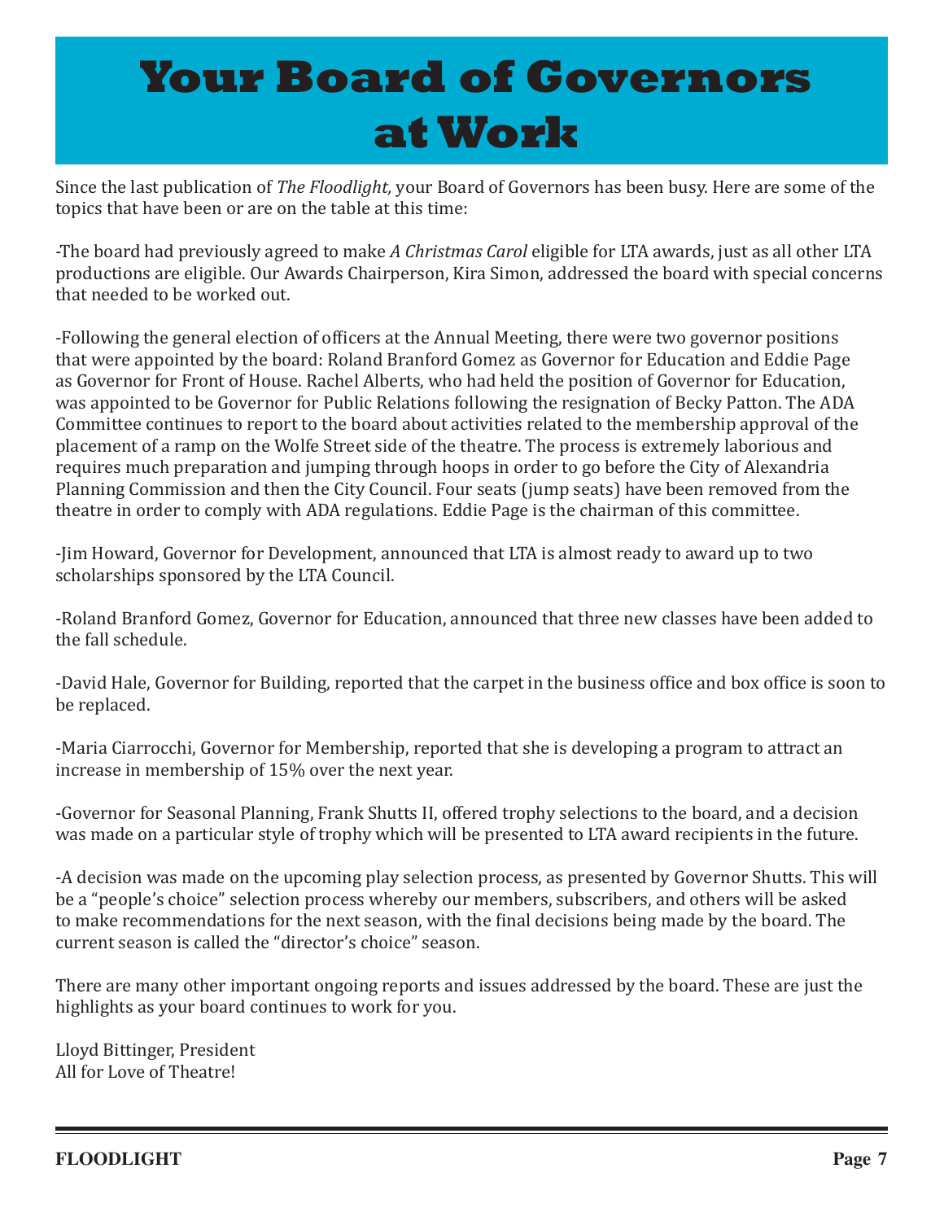# Your Board of Governors at Work

Since the last publication of *The Floodlight,* your Board of Governors has been busy. Here are some of the topics that have been or are on the table at this time:

-The board had previously agreed to make *A Christmas Carol* eligible for LTA awards, just as all other LTA productions are eligible. Our Awards Chairperson, Kira Simon, addressed the board with special concerns that needed to be worked out.

-Following the general election of officers at the Annual Meeting, there were two governor positions that were appointed by the board: Roland Branford Gomez as Governor for Education and Eddie Page as Governor for Front of House. Rachel Alberts, who had held the position of Governor for Education, was appointed to be Governor for Public Relations following the resignation of Becky Patton. The ADA Committee continues to report to the board about activities related to the membership approval of the placement of a ramp on the Wolfe Street side of the theatre. The process is extremely laborious and requires much preparation and jumping through hoops in order to go before the City of Alexandria Planning Commission and then the City Council. Four seats (jump seats) have been removed from the theatre in order to comply with ADA regulations. Eddie Page is the chairman of this committee.

-Jim Howard, Governor for Development, announced that LTA is almost ready to award up to two scholarships sponsored by the LTA Council.

-Roland Branford Gomez, Governor for Education, announced that three new classes have been added to the fall schedule.

-David Hale, Governor for Building, reported that the carpet in the business office and box office is soon to be replaced.

-Maria Ciarrocchi, Governor for Membership, reported that she is developing a program to attract an increase in membership of 15% over the next year.

-Governor for Seasonal Planning, Frank Shutts II, offered trophy selections to the board, and a decision was made on a particular style of trophy which will be presented to LTA award recipients in the future.

-A decision was made on the upcoming play selection process, as presented by Governor Shutts. This will be a "people's choice" selection process whereby our members, subscribers, and others will be asked to make recommendations for the next season, with the final decisions being made by the board. The current season is called the "director's choice" season.

There are many other important ongoing reports and issues addressed by the board. These are just the highlights as your board continues to work for you.

Lloyd Bittinger, President
All for Love of Theatre!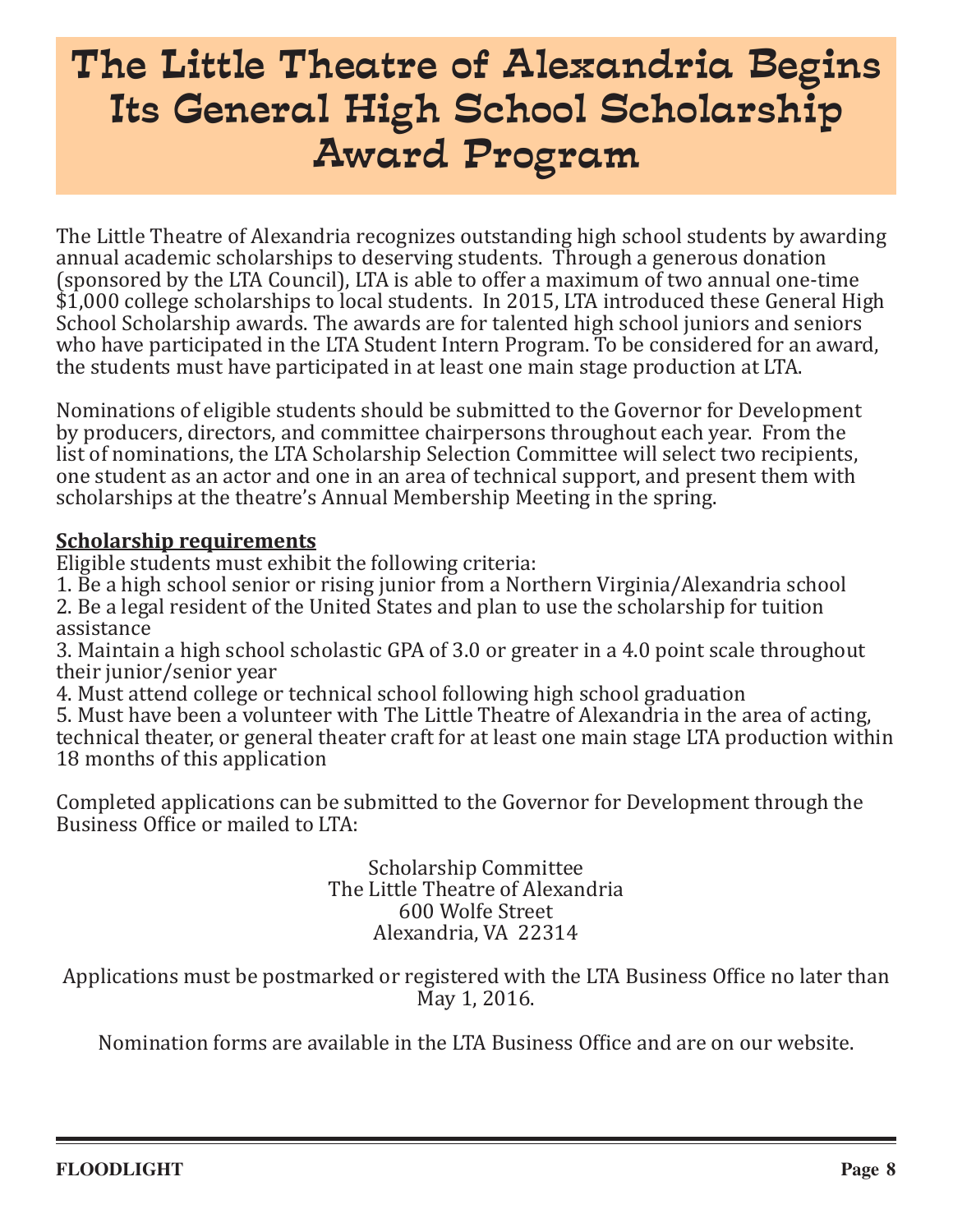# The Little Theatre of Alexandria Begins Its General High School Scholarship Award Program

The Little Theatre of Alexandria recognizes outstanding high school students by awarding annual academic scholarships to deserving students. Through a generous donation (sponsored by the LTA Council), LTA is able to offer a maximum of two annual one-time $1,000 college scholarships to local students. In 2015, LTA introduced these General High School Scholarship awards. The awards are for talented high school juniors and seniors who have participated in the LTA Student Intern Program. To be considered for an award, the students must have participated in at least one main stage production at LTA.

Nominations of eligible students should be submitted to the Governor for Development by producers, directors, and committee chairpersons throughout each year. From the list of nominations, the LTA Scholarship Selection Committee will select two recipients, one student as an actor and one in an area of technical support, and present them with scholarships at the theatre's Annual Membership Meeting in the spring.

**Scholarship requirements**

Eligible students must exhibit the following criteria:

1. Be a high school senior or rising junior from a Northern Virginia/Alexandria school
2. Be a legal resident of the United States and plan to use the scholarship for tuition assistance
3. Maintain a high school scholastic GPA of 3.0 or greater in a 4.0 point scale throughout their junior/senior year
4. Must attend college or technical school following high school graduation
5. Must have been a volunteer with The Little Theatre of Alexandria in the area of acting, technical theater, or general theater craft for at least one main stage LTA production within 18 months of this application

Completed applications can be submitted to the Governor for Development through the Business Office or mailed to LTA:

Scholarship Committee
The Little Theatre of Alexandria
600 Wolfe Street
Alexandria, VA 22314

Applications must be postmarked or registered with the LTA Business Office no later than May 1, 2016.

Nomination forms are available in the LTA Business Office and are on our website.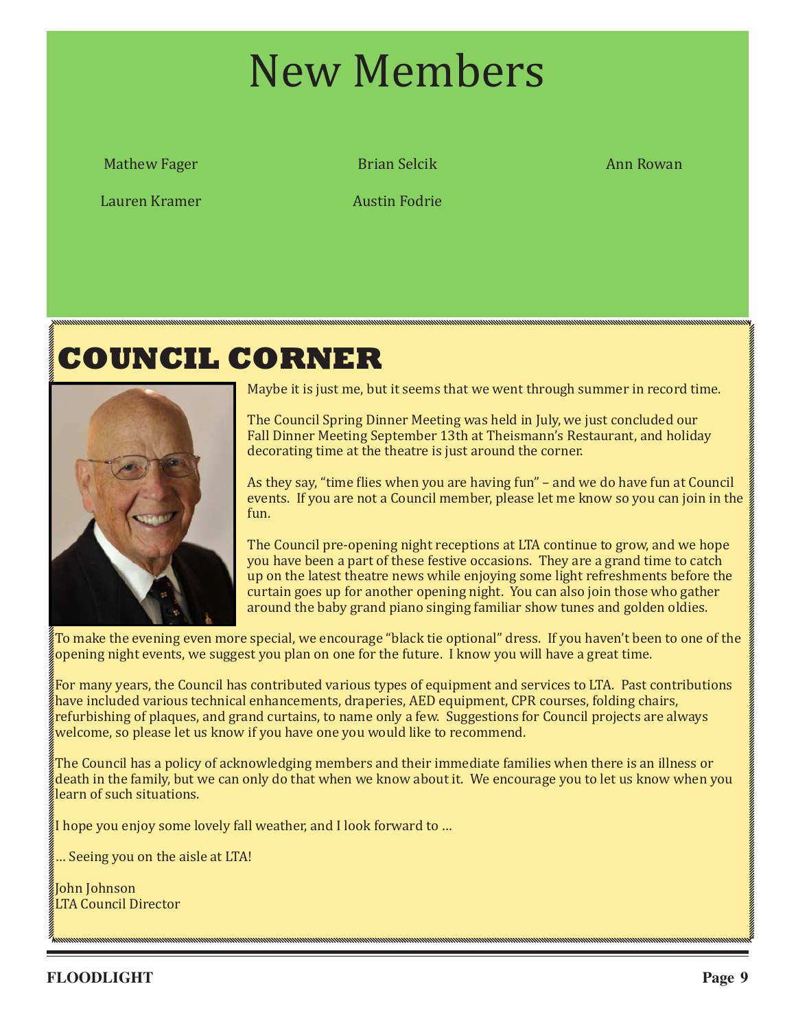# New Members

Mathew Fager

Brian Selcik

Ann Rowan

Lauren Kramer

Austin Fodrie

# COUNCIL CORNER

Maybe it is just me, but it seems that we went through summer in record time.

The Council Spring Dinner Meeting was held in July, we just concluded our Fall Dinner Meeting September 13th at Theismann's Restaurant, and holiday decorating time at the theatre is just around the corner.

As they say, "time flies when you are having fun" – and we do have fun at Council events. If you are not a Council member, please let me know so you can join in the fun.

The Council pre-opening night receptions at LTA continue to grow, and we hope you have been a part of these festive occasions. They are a grand time to catch up on the latest theatre news while enjoying some light refreshments before the curtain goes up for another opening night. You can also join those who gather around the baby grand piano singing familiar show tunes and golden oldies.

To make the evening even more special, we encourage "black tie optional" dress. If you haven't been to one of the opening night events, we suggest you plan on one for the future. I know you will have a great time.

For many years, the Council has contributed various types of equipment and services to LTA. Past contributions have included various technical enhancements, draperies, AED equipment, CPR courses, folding chairs, refurbishing of plaques, and grand curtains, to name only a few. Suggestions for Council projects are always welcome, so please let us know if you have one you would like to recommend.

The Council has a policy of acknowledging members and their immediate families when there is an illness or death in the family, but we can only do that when we know about it. We encourage you to let us know when you learn of such situations.

I hope you enjoy some lovely fall weather, and I look forward to …

… Seeing you on the aisle at LTA!

John Johnson
LTA Council Director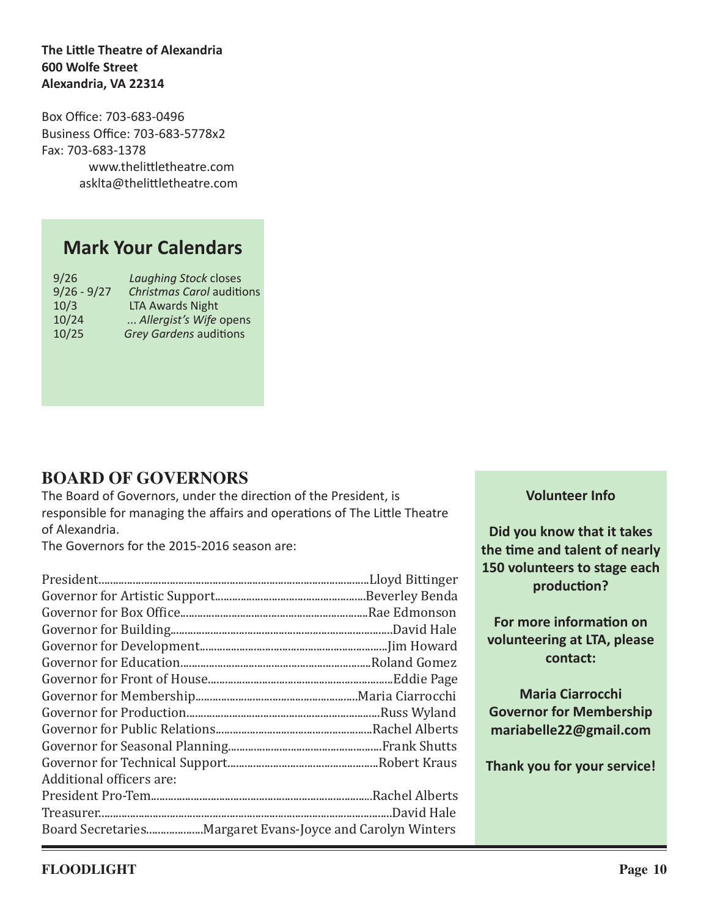**The Little Theatre of Alexandria**
**600 Wolfe Street**
**Alexandria, VA 22314**

Box Office: 703-683-0496
Business Office: 703-683-5778x2
Fax: 703-683-1378
www.thelittletheatre.com
asklta@thelittletheatre.com

## Mark Your Calendars

| | |
|---|---|
| 9/26 | *Laughing Stock* closes |
| 9/26 - 9/27 | *Christmas Carol* auditions |
| 10/3 | LTA Awards Night |
| 10/24 | *... Allergist's Wife* opens |
| 10/25 | *Grey Gardens* auditions |

## BOARD OF GOVERNORS

The Board of Governors, under the direction of the President, is responsible for managing the affairs and operations of The Little Theatre of Alexandria.
The Governors for the 2015-2016 season are:

| | |
|---|---|
| President | Lloyd Bittinger |
| Governor for Artistic Support | Beverley Benda |
| Governor for Box Office | Rae Edmonson |
| Governor for Building | David Hale |
| Governor for Development | Jim Howard |
| Governor for Education | Roland Gomez |
| Governor for Front of House | Eddie Page |
| Governor for Membership | Maria Ciarrocchi |
| Governor for Production | Russ Wyland |
| Governor for Public Relations | Rachel Alberts |
| Governor for Seasonal Planning | Frank Shutts |
| Governor for Technical Support | Robert Kraus |
| Additional officers are: | |
| President Pro-Tem | Rachel Alberts |
| Treasurer | David Hale |
| Board Secretaries | Margaret Evans-Joyce and Carolyn Winters |

**Volunteer Info**

**Did you know that it takes the time and talent of nearly 150 volunteers to stage each production?**

**For more information on volunteering at LTA, please contact:**

**Maria Ciarrocchi**
**Governor for Membership**
**mariabelle22@gmail.com**

**Thank you for your service!**

**FLOODLIGHT**